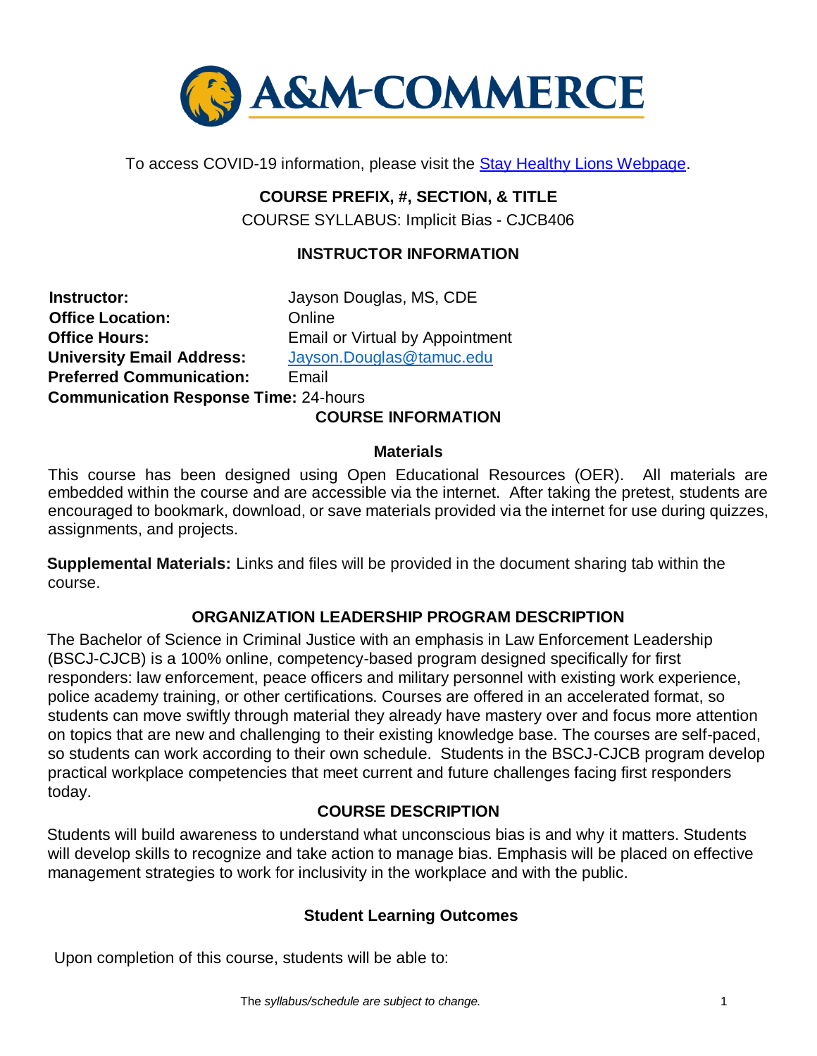**A&M-COMMERCE**

To access COVID-19 information, please visit the [Stay Healthy Lions Webpage](#).

## COURSE PREFIX, #, SECTION, & TITLE

COURSE SYLLABUS: Implicit Bias - CJCB406

## INSTRUCTOR INFORMATION

**Instructor:** Jayson Douglas, MS, CDE
**Office Location:** Online
**Office Hours:** Email or Virtual by Appointment
**University Email Address:** [Jayson.Douglas@tamuc.edu](mailto:Jayson.Douglas@tamuc.edu)
**Preferred Communication:** Email
**Communication Response Time:** 24-hours

## COURSE INFORMATION

### Materials

This course has been designed using Open Educational Resources (OER). All materials are embedded within the course and are accessible via the internet. After taking the pretest, students are encouraged to bookmark, download, or save materials provided via the internet for use during quizzes, assignments, and projects.

**Supplemental Materials:** Links and files will be provided in the document sharing tab within the course.

## ORGANIZATION LEADERSHIP PROGRAM DESCRIPTION

The Bachelor of Science in Criminal Justice with an emphasis in Law Enforcement Leadership (BSCJ-CJCB) is a 100% online, competency-based program designed specifically for first responders: law enforcement, peace officers and military personnel with existing work experience, police academy training, or other certifications. Courses are offered in an accelerated format, so students can move swiftly through material they already have mastery over and focus more attention on topics that are new and challenging to their existing knowledge base. The courses are self-paced, so students can work according to their own schedule. Students in the BSCJ-CJCB program develop practical workplace competencies that meet current and future challenges facing first responders today.

## COURSE DESCRIPTION

Students will build awareness to understand what unconscious bias is and why it matters. Students will develop skills to recognize and take action to manage bias. Emphasis will be placed on effective management strategies to work for inclusivity in the workplace and with the public.

### Student Learning Outcomes

Upon completion of this course, students will be able to: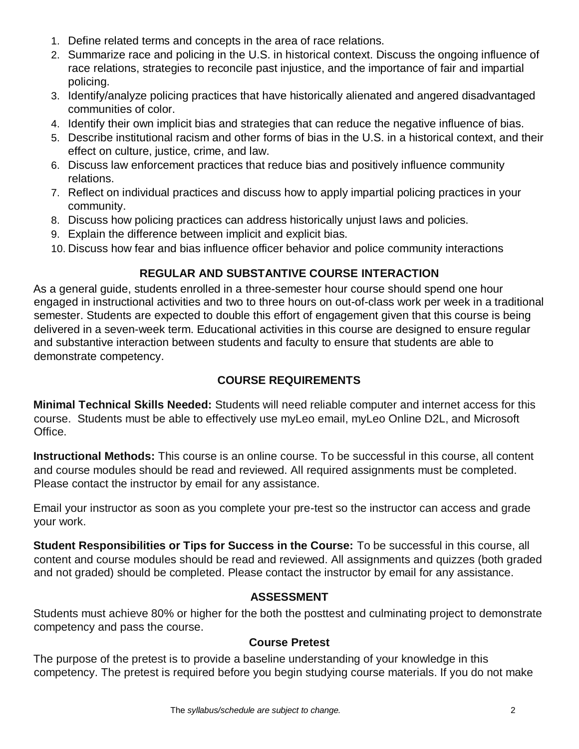1. Define related terms and concepts in the area of race relations.
2. Summarize race and policing in the U.S. in historical context. Discuss the ongoing influence of race relations, strategies to reconcile past injustice, and the importance of fair and impartial policing.
3. Identify/analyze policing practices that have historically alienated and angered disadvantaged communities of color.
4. Identify their own implicit bias and strategies that can reduce the negative influence of bias.
5. Describe institutional racism and other forms of bias in the U.S. in a historical context, and their effect on culture, justice, crime, and law.
6. Discuss law enforcement practices that reduce bias and positively influence community relations.
7. Reflect on individual practices and discuss how to apply impartial policing practices in your community.
8. Discuss how policing practices can address historically unjust laws and policies.
9. Explain the difference between implicit and explicit bias.
10. Discuss how fear and bias influence officer behavior and police community interactions

## REGULAR AND SUBSTANTIVE COURSE INTERACTION

As a general guide, students enrolled in a three-semester hour course should spend one hour engaged in instructional activities and two to three hours on out-of-class work per week in a traditional semester. Students are expected to double this effort of engagement given that this course is being delivered in a seven-week term. Educational activities in this course are designed to ensure regular and substantive interaction between students and faculty to ensure that students are able to demonstrate competency.

## COURSE REQUIREMENTS

**Minimal Technical Skills Needed:** Students will need reliable computer and internet access for this course. Students must be able to effectively use myLeo email, myLeo Online D2L, and Microsoft Office.

**Instructional Methods:** This course is an online course. To be successful in this course, all content and course modules should be read and reviewed. All required assignments must be completed. Please contact the instructor by email for any assistance.

Email your instructor as soon as you complete your pre-test so the instructor can access and grade your work.

**Student Responsibilities or Tips for Success in the Course:** To be successful in this course, all content and course modules should be read and reviewed. All assignments and quizzes (both graded and not graded) should be completed. Please contact the instructor by email for any assistance.

## ASSESSMENT

Students must achieve 80% or higher for the both the posttest and culminating project to demonstrate competency and pass the course.

### Course Pretest

The purpose of the pretest is to provide a baseline understanding of your knowledge in this competency. The pretest is required before you begin studying course materials. If you do not make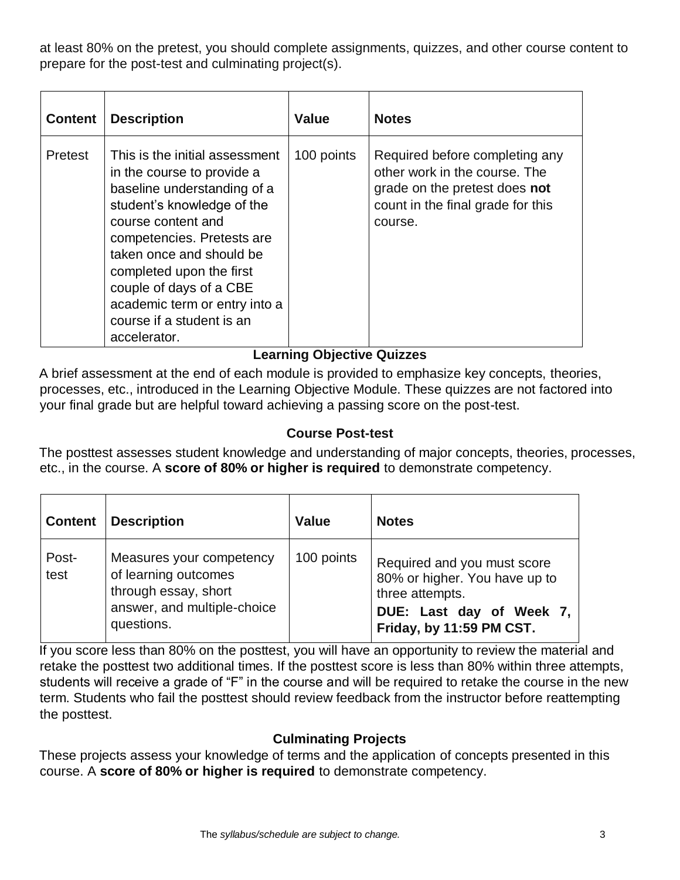at least 80% on the pretest, you should complete assignments, quizzes, and other course content to prepare for the post-test and culminating project(s).

| Content | Description | Value | Notes |
|---|---|---|---|
| Pretest | This is the initial assessment in the course to provide a baseline understanding of a student's knowledge of the course content and competencies. Pretests are taken once and should be completed upon the first couple of days of a CBE academic term or entry into a course if a student is an accelerator. | 100 points | Required before completing any other work in the course. The grade on the pretest does **not** count in the final grade for this course. |

### Learning Objective Quizzes

A brief assessment at the end of each module is provided to emphasize key concepts, theories, processes, etc., introduced in the Learning Objective Module. These quizzes are not factored into your final grade but are helpful toward achieving a passing score on the post-test.

### Course Post-test

The posttest assesses student knowledge and understanding of major concepts, theories, processes, etc., in the course. A **score of 80% or higher is required** to demonstrate competency.

| Content | Description | Value | Notes |
|---|---|---|---|
| Post-test | Measures your competency of learning outcomes through essay, short answer, and multiple-choice questions. | 100 points | Required and you must score 80% or higher. You have up to three attempts. **DUE: Last day of Week 7, Friday, by 11:59 PM CST.** |

If you score less than 80% on the posttest, you will have an opportunity to review the material and retake the posttest two additional times. If the posttest score is less than 80% within three attempts, students will receive a grade of "F" in the course and will be required to retake the course in the new term. Students who fail the posttest should review feedback from the instructor before reattempting the posttest.

### Culminating Projects

These projects assess your knowledge of terms and the application of concepts presented in this course. A **score of 80% or higher is required** to demonstrate competency.

The *syllabus/schedule are subject to change.*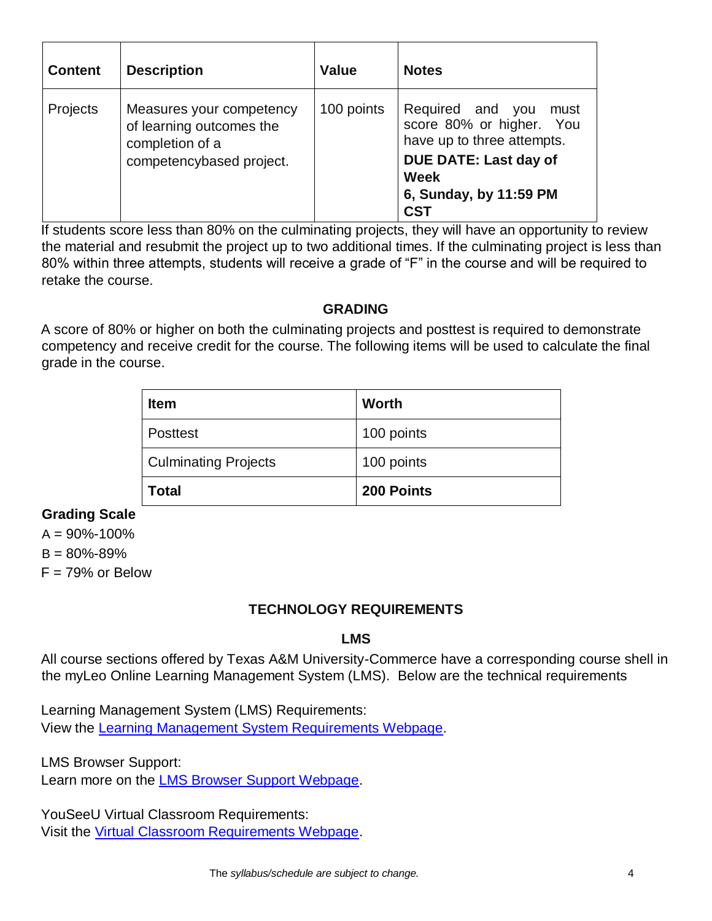| Content | Description | Value | Notes |
|---|---|---|---|
| Projects | Measures your competency of learning outcomes the completion of a competencybased project. | 100 points | Required and you must score 80% or higher. You have up to three attempts. **DUE DATE: Last day of Week 6, Sunday, by 11:59 PM CST** |

If students score less than 80% on the culminating projects, they will have an opportunity to review the material and resubmit the project up to two additional times. If the culminating project is less than 80% within three attempts, students will receive a grade of "F" in the course and will be required to retake the course.

## GRADING

A score of 80% or higher on both the culminating projects and posttest is required to demonstrate competency and receive credit for the course. The following items will be used to calculate the final grade in the course.

| Item | Worth |
|---|---|
| Posttest | 100 points |
| Culminating Projects | 100 points |
| **Total** | **200 Points** |

**Grading Scale**

A = 90%-100%

B = 80%-89%

F = 79% or Below

## TECHNOLOGY REQUIREMENTS

### LMS

All course sections offered by Texas A&M University-Commerce have a corresponding course shell in the myLeo Online Learning Management System (LMS). Below are the technical requirements

Learning Management System (LMS) Requirements:
View the Learning Management System Requirements Webpage.

LMS Browser Support:
Learn more on the LMS Browser Support Webpage.

YouSeeU Virtual Classroom Requirements:
Visit the Virtual Classroom Requirements Webpage.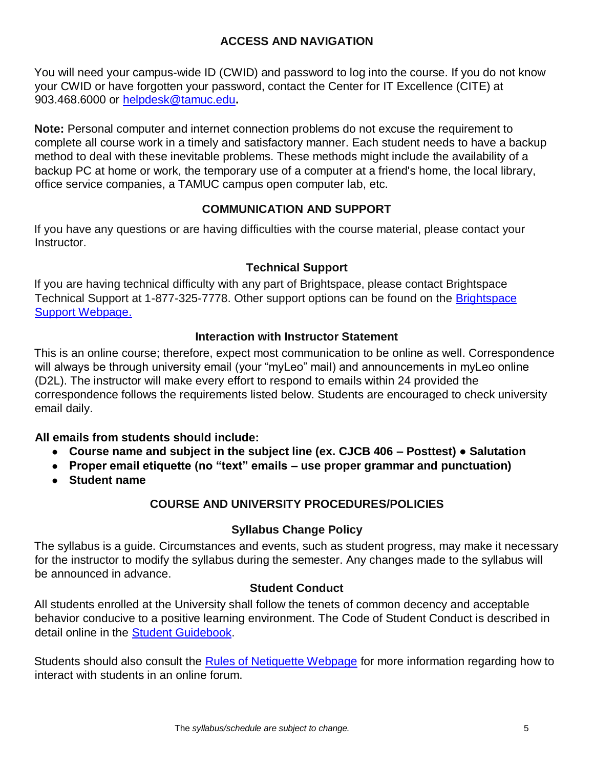## ACCESS AND NAVIGATION

You will need your campus-wide ID (CWID) and password to log into the course. If you do not know your CWID or have forgotten your password, contact the Center for IT Excellence (CITE) at 903.468.6000 or [helpdesk@tamuc.edu](mailto:helpdesk@tamuc.edu)**.**

**Note:** Personal computer and internet connection problems do not excuse the requirement to complete all course work in a timely and satisfactory manner. Each student needs to have a backup method to deal with these inevitable problems. These methods might include the availability of a backup PC at home or work, the temporary use of a computer at a friend's home, the local library, office service companies, a TAMUC campus open computer lab, etc.

## COMMUNICATION AND SUPPORT

If you have any questions or are having difficulties with the course material, please contact your Instructor.

### Technical Support

If you are having technical difficulty with any part of Brightspace, please contact Brightspace Technical Support at 1-877-325-7778. Other support options can be found on the Brightspace Support Webpage.

### Interaction with Instructor Statement

This is an online course; therefore, expect most communication to be online as well. Correspondence will always be through university email (your "myLeo" mail) and announcements in myLeo online (D2L). The instructor will make every effort to respond to emails within 24 provided the correspondence follows the requirements listed below. Students are encouraged to check university email daily.

**All emails from students should include:**

- **Course name and subject in the subject line (ex. CJCB 406 – Posttest) ● Salutation**
- **Proper email etiquette (no "text" emails – use proper grammar and punctuation)**
- **Student name**

## COURSE AND UNIVERSITY PROCEDURES/POLICIES

### Syllabus Change Policy

The syllabus is a guide. Circumstances and events, such as student progress, may make it necessary for the instructor to modify the syllabus during the semester. Any changes made to the syllabus will be announced in advance.

### Student Conduct

All students enrolled at the University shall follow the tenets of common decency and acceptable behavior conducive to a positive learning environment. The Code of Student Conduct is described in detail online in the Student Guidebook.

Students should also consult the Rules of Netiquette Webpage for more information regarding how to interact with students in an online forum.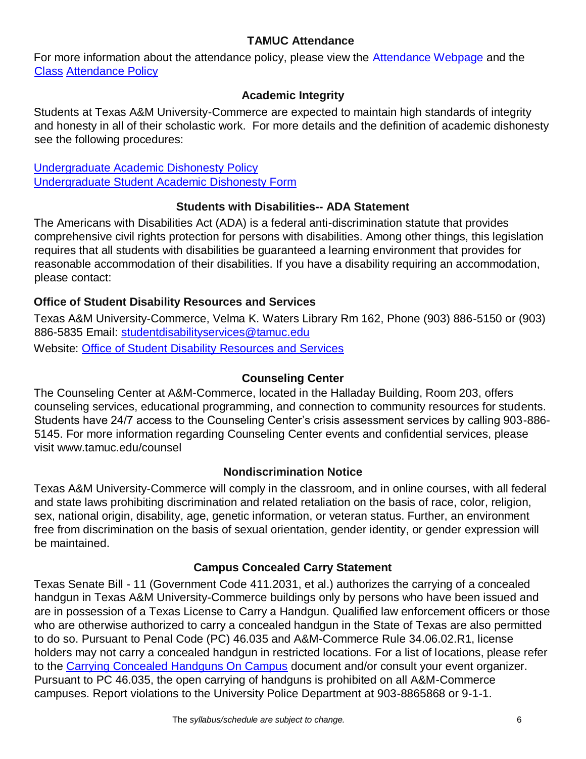## TAMUC Attendance

For more information about the attendance policy, please view the Attendance Webpage and the Class Attendance Policy

## Academic Integrity

Students at Texas A&M University-Commerce are expected to maintain high standards of integrity and honesty in all of their scholastic work. For more details and the definition of academic dishonesty see the following procedures:

Undergraduate Academic Dishonesty Policy
Undergraduate Student Academic Dishonesty Form

## Students with Disabilities-- ADA Statement

The Americans with Disabilities Act (ADA) is a federal anti-discrimination statute that provides comprehensive civil rights protection for persons with disabilities. Among other things, this legislation requires that all students with disabilities be guaranteed a learning environment that provides for reasonable accommodation of their disabilities. If you have a disability requiring an accommodation, please contact:

### Office of Student Disability Resources and Services

Texas A&M University-Commerce, Velma K. Waters Library Rm 162, Phone (903) 886-5150 or (903) 886-5835 Email: studentdisabilityservices@tamuc.edu

Website: Office of Student Disability Resources and Services

## Counseling Center

The Counseling Center at A&M-Commerce, located in the Halladay Building, Room 203, offers counseling services, educational programming, and connection to community resources for students. Students have 24/7 access to the Counseling Center's crisis assessment services by calling 903-886-5145. For more information regarding Counseling Center events and confidential services, please visit www.tamuc.edu/counsel

## Nondiscrimination Notice

Texas A&M University-Commerce will comply in the classroom, and in online courses, with all federal and state laws prohibiting discrimination and related retaliation on the basis of race, color, religion, sex, national origin, disability, age, genetic information, or veteran status. Further, an environment free from discrimination on the basis of sexual orientation, gender identity, or gender expression will be maintained.

## Campus Concealed Carry Statement

Texas Senate Bill - 11 (Government Code 411.2031, et al.) authorizes the carrying of a concealed handgun in Texas A&M University-Commerce buildings only by persons who have been issued and are in possession of a Texas License to Carry a Handgun. Qualified law enforcement officers or those who are otherwise authorized to carry a concealed handgun in the State of Texas are also permitted to do so. Pursuant to Penal Code (PC) 46.035 and A&M-Commerce Rule 34.06.02.R1, license holders may not carry a concealed handgun in restricted locations. For a list of locations, please refer to the Carrying Concealed Handguns On Campus document and/or consult your event organizer. Pursuant to PC 46.035, the open carrying of handguns is prohibited on all A&M-Commerce campuses. Report violations to the University Police Department at 903-8865868 or 9-1-1.

The *syllabus/schedule are subject to change.*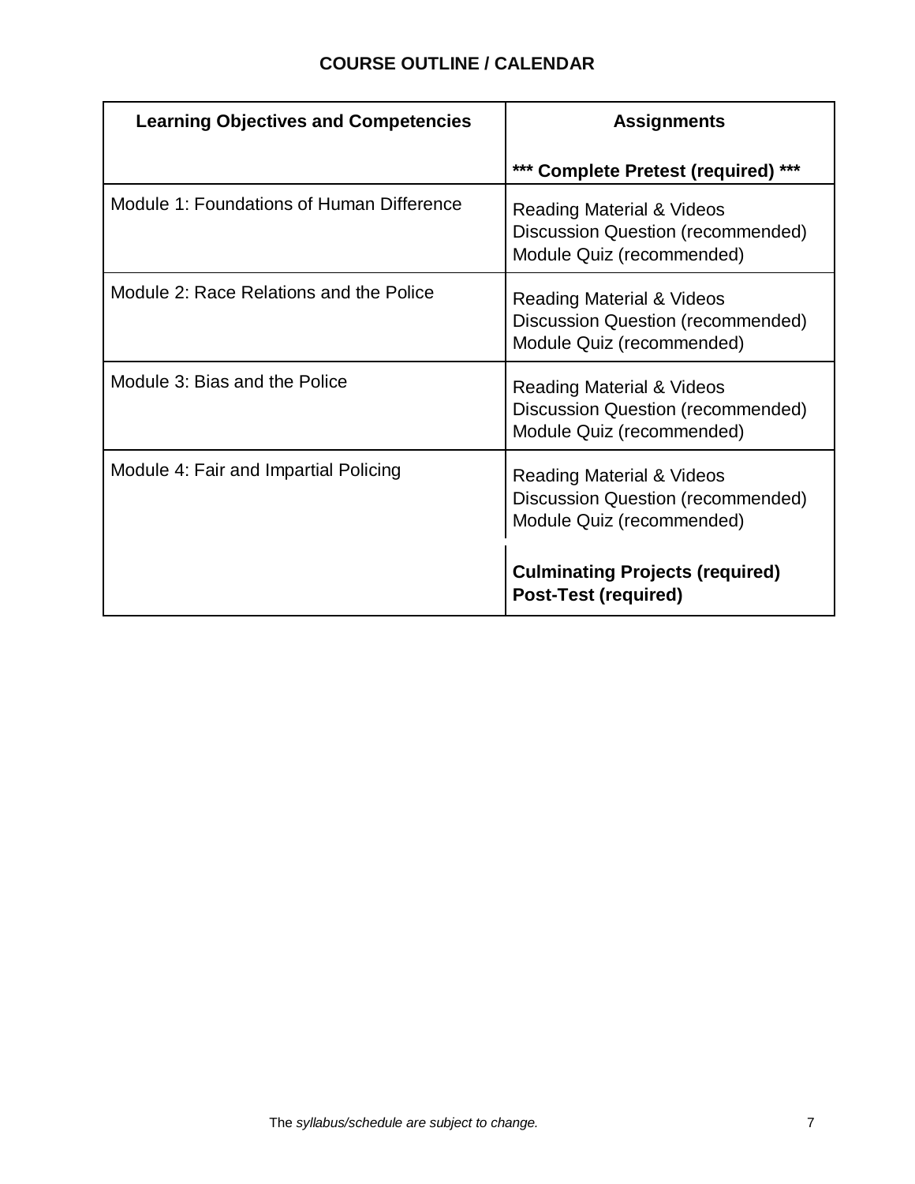## COURSE OUTLINE / CALENDAR

| Learning Objectives and Competencies | Assignments |
|---|---|
| | **\*\*\* Complete Pretest (required) \*\*\*** |
| Module 1: Foundations of Human Difference | Reading Material & Videos<br>Discussion Question (recommended)<br>Module Quiz (recommended) |
| Module 2: Race Relations and the Police | Reading Material & Videos<br>Discussion Question (recommended)<br>Module Quiz (recommended) |
| Module 3: Bias and the Police | Reading Material & Videos<br>Discussion Question (recommended)<br>Module Quiz (recommended) |
| Module 4: Fair and Impartial Policing | Reading Material & Videos<br>Discussion Question (recommended)<br>Module Quiz (recommended) |
| | **Culminating Projects (required)**<br>**Post-Test (required)** |

The *syllabus/schedule are subject to change.*